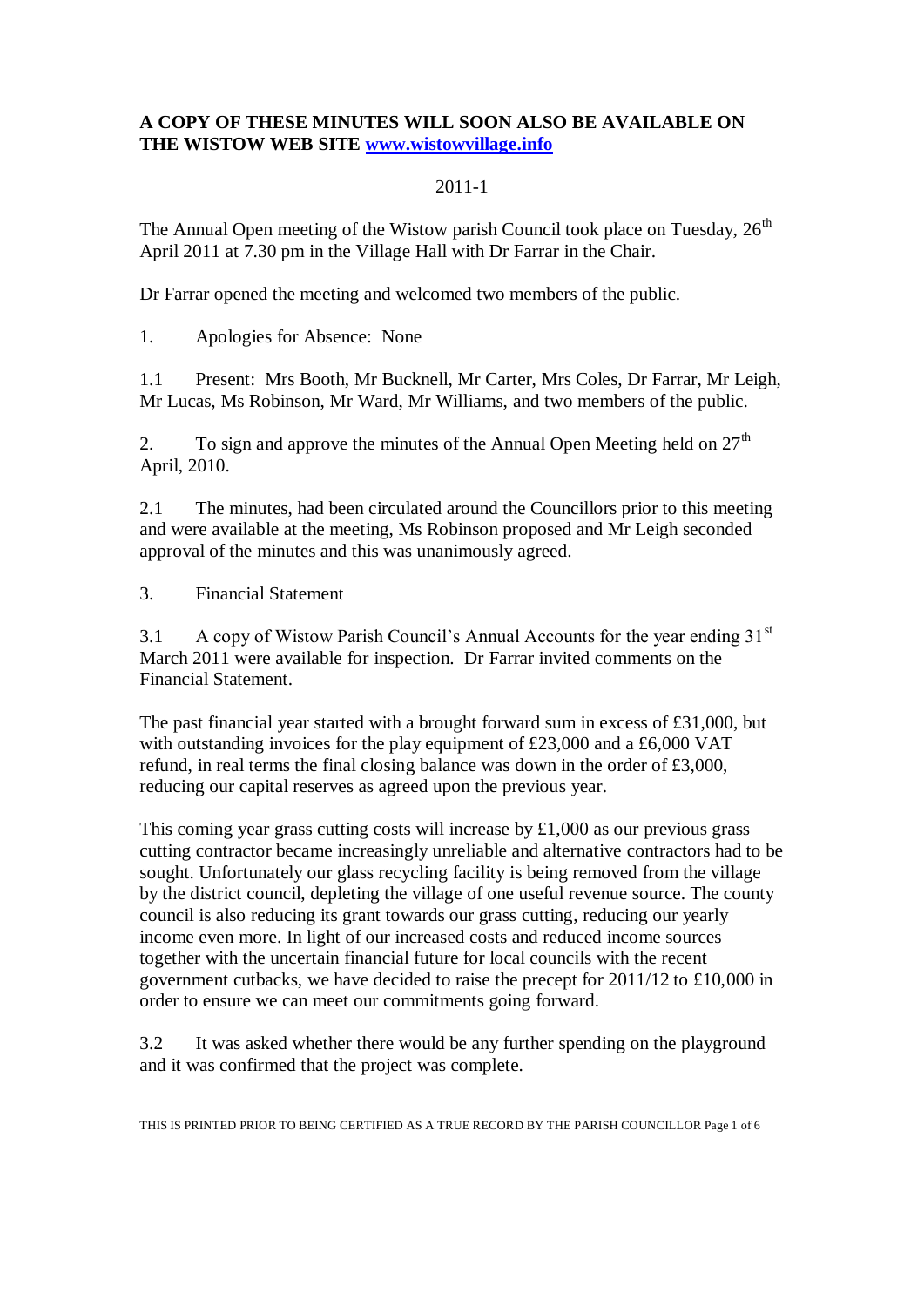**A COPY OF THESE MINUTES WILL SOON ALSO BE AVAILABLE ON THE WISTOW WEB SITE [www.wistowvillage.info](http://www.wistowvillage.info)**

2011-1

The Annual Open meeting of the Wistow parish Council took place on Tuesday, 26th April 2011 at 7.30 pm in the Village Hall with Dr Farrar in the Chair.

Dr Farrar opened the meeting and welcomed two members of the public.

1. Apologies for Absence: None

1.1 Present: Mrs Booth, Mr Bucknell, Mr Carter, Mrs Coles, Dr Farrar, Mr Leigh, Mr Lucas, Ms Robinson, Mr Ward, Mr Williams, and two members of the public.

2. To sign and approve the minutes of the Annual Open Meeting held on 27th April, 2010.

2.1 The minutes, had been circulated around the Councillors prior to this meeting and were available at the meeting, Ms Robinson proposed and Mr Leigh seconded approval of the minutes and this was unanimously agreed.

3. Financial Statement

3.1 A copy of Wistow Parish Council's Annual Accounts for the year ending 31st March 2011 were available for inspection. Dr Farrar invited comments on the Financial Statement.

The past financial year started with a brought forward sum in excess of £31,000, but with outstanding invoices for the play equipment of £23,000 and a £6,000 VAT refund, in real terms the final closing balance was down in the order of £3,000, reducing our capital reserves as agreed upon the previous year.

This coming year grass cutting costs will increase by £1,000 as our previous grass cutting contractor became increasingly unreliable and alternative contractors had to be sought. Unfortunately our glass recycling facility is being removed from the village by the district council, depleting the village of one useful revenue source. The county council is also reducing its grant towards our grass cutting, reducing our yearly income even more. In light of our increased costs and reduced income sources together with the uncertain financial future for local councils with the recent government cutbacks, we have decided to raise the precept for 2011/12 to £10,000 in order to ensure we can meet our commitments going forward.

3.2 It was asked whether there would be any further spending on the playground and it was confirmed that the project was complete.

THIS IS PRINTED PRIOR TO BEING CERTIFIED AS A TRUE RECORD BY THE PARISH COUNCILLOR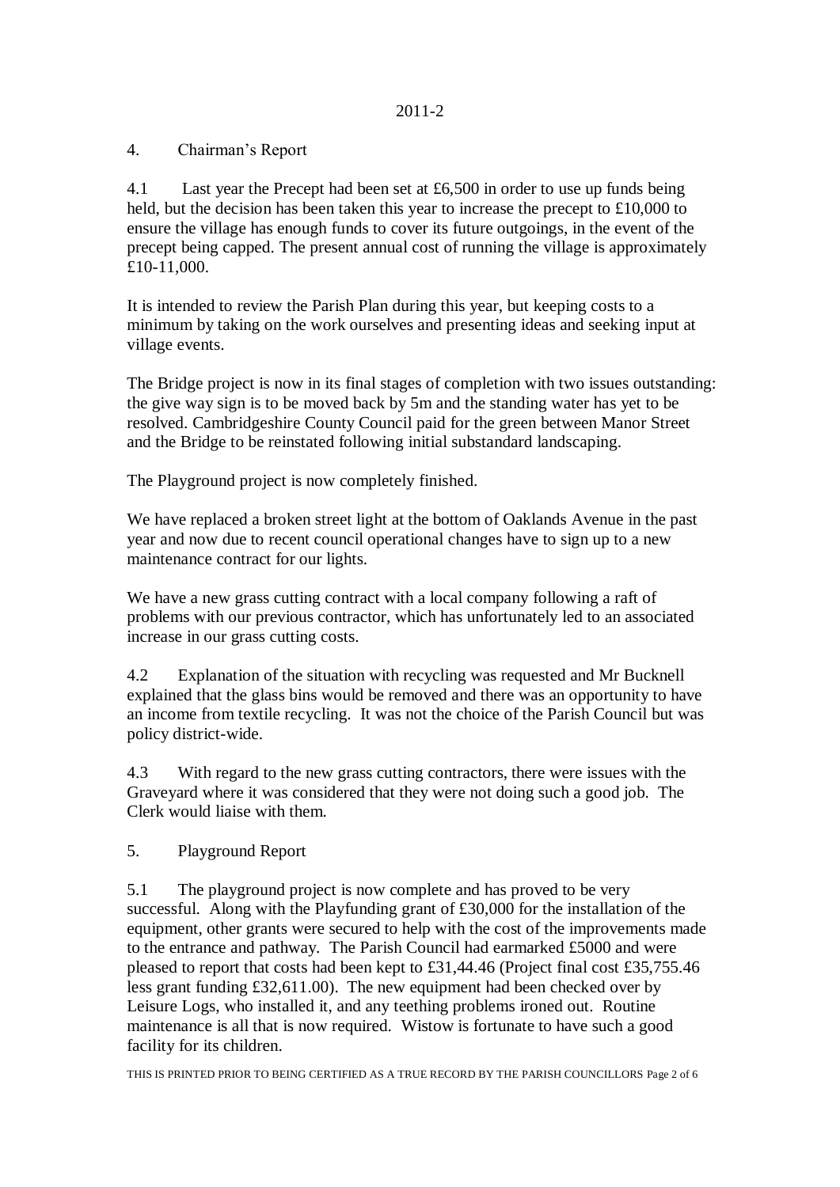2011-2

## 4. Chairman's Report

4.1 Last year the Precept had been set at £6,500 in order to use up funds being held, but the decision has been taken this year to increase the precept to £10,000 to ensure the village has enough funds to cover its future outgoings, in the event of the precept being capped. The present annual cost of running the village is approximately £10-11,000.

It is intended to review the Parish Plan during this year, but keeping costs to a minimum by taking on the work ourselves and presenting ideas and seeking input at village events.

The Bridge project is now in its final stages of completion with two issues outstanding: the give way sign is to be moved back by 5m and the standing water has yet to be resolved. Cambridgeshire County Council paid for the green between Manor Street and the Bridge to be reinstated following initial substandard landscaping.

The Playground project is now completely finished.

We have replaced a broken street light at the bottom of Oaklands Avenue in the past year and now due to recent council operational changes have to sign up to a new maintenance contract for our lights.

We have a new grass cutting contract with a local company following a raft of problems with our previous contractor, which has unfortunately led to an associated increase in our grass cutting costs.

4.2 Explanation of the situation with recycling was requested and Mr Bucknell explained that the glass bins would be removed and there was an opportunity to have an income from textile recycling. It was not the choice of the Parish Council but was policy district-wide.

4.3 With regard to the new grass cutting contractors, there were issues with the Graveyard where it was considered that they were not doing such a good job. The Clerk would liaise with them.

## 5. Playground Report

5.1 The playground project is now complete and has proved to be very successful. Along with the Playfunding grant of £30,000 for the installation of the equipment, other grants were secured to help with the cost of the improvements made to the entrance and pathway. The Parish Council had earmarked £5000 and were pleased to report that costs had been kept to £31,44.46 (Project final cost £35,755.46 less grant funding £32,611.00). The new equipment had been checked over by Leisure Logs, who installed it, and any teething problems ironed out. Routine maintenance is all that is now required. Wistow is fortunate to have such a good facility for its children.

THIS IS PRINTED PRIOR TO BEING CERTIFIED AS A TRUE RECORD BY THE PARISH COUNCILLORS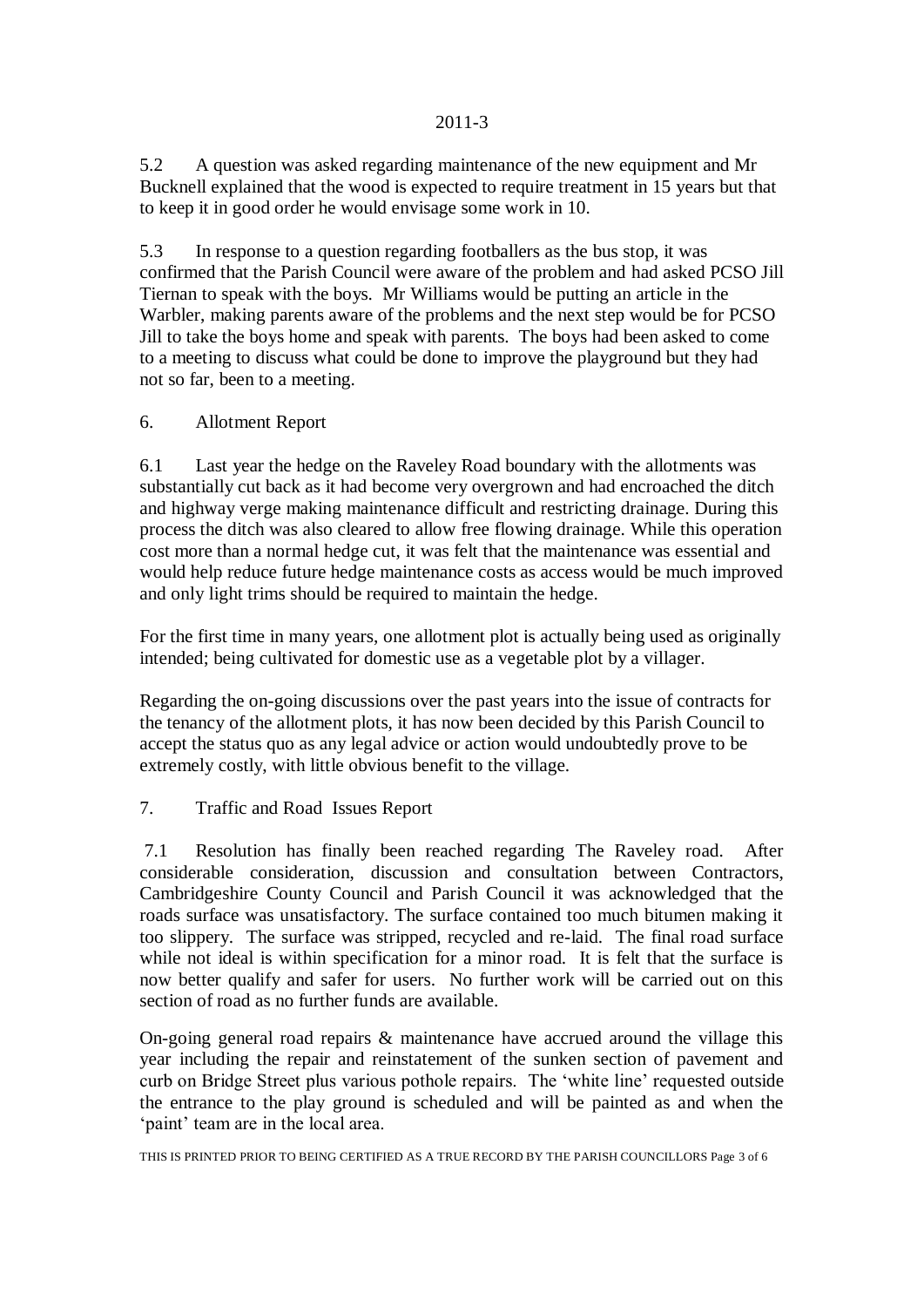5.2 A question was asked regarding maintenance of the new equipment and Mr Bucknell explained that the wood is expected to require treatment in 15 years but that to keep it in good order he would envisage some work in 10.

5.3 In response to a question regarding footballers as the bus stop, it was confirmed that the Parish Council were aware of the problem and had asked PCSO Jill Tiernan to speak with the boys. Mr Williams would be putting an article in the Warbler, making parents aware of the problems and the next step would be for PCSO Jill to take the boys home and speak with parents. The boys had been asked to come to a meeting to discuss what could be done to improve the playground but they had not so far, been to a meeting.

## 6. Allotment Report

6.1 Last year the hedge on the Raveley Road boundary with the allotments was substantially cut back as it had become very overgrown and had encroached the ditch and highway verge making maintenance difficult and restricting drainage. During this process the ditch was also cleared to allow free flowing drainage. While this operation cost more than a normal hedge cut, it was felt that the maintenance was essential and would help reduce future hedge maintenance costs as access would be much improved and only light trims should be required to maintain the hedge.

For the first time in many years, one allotment plot is actually being used as originally intended; being cultivated for domestic use as a vegetable plot by a villager.

Regarding the on-going discussions over the past years into the issue of contracts for the tenancy of the allotment plots, it has now been decided by this Parish Council to accept the status quo as any legal advice or action would undoubtedly prove to be extremely costly, with little obvious benefit to the village.

## 7. Traffic and Road Issues Report

7.1 Resolution has finally been reached regarding The Raveley road. After considerable consideration, discussion and consultation between Contractors, Cambridgeshire County Council and Parish Council it was acknowledged that the roads surface was unsatisfactory. The surface contained too much bitumen making it too slippery. The surface was stripped, recycled and re-laid. The final road surface while not ideal is within specification for a minor road. It is felt that the surface is now better qualify and safer for users. No further work will be carried out on this section of road as no further funds are available.

On-going general road repairs & maintenance have accrued around the village this year including the repair and reinstatement of the sunken section of pavement and curb on Bridge Street plus various pothole repairs. The 'white line' requested outside the entrance to the play ground is scheduled and will be painted as and when the 'paint' team are in the local area.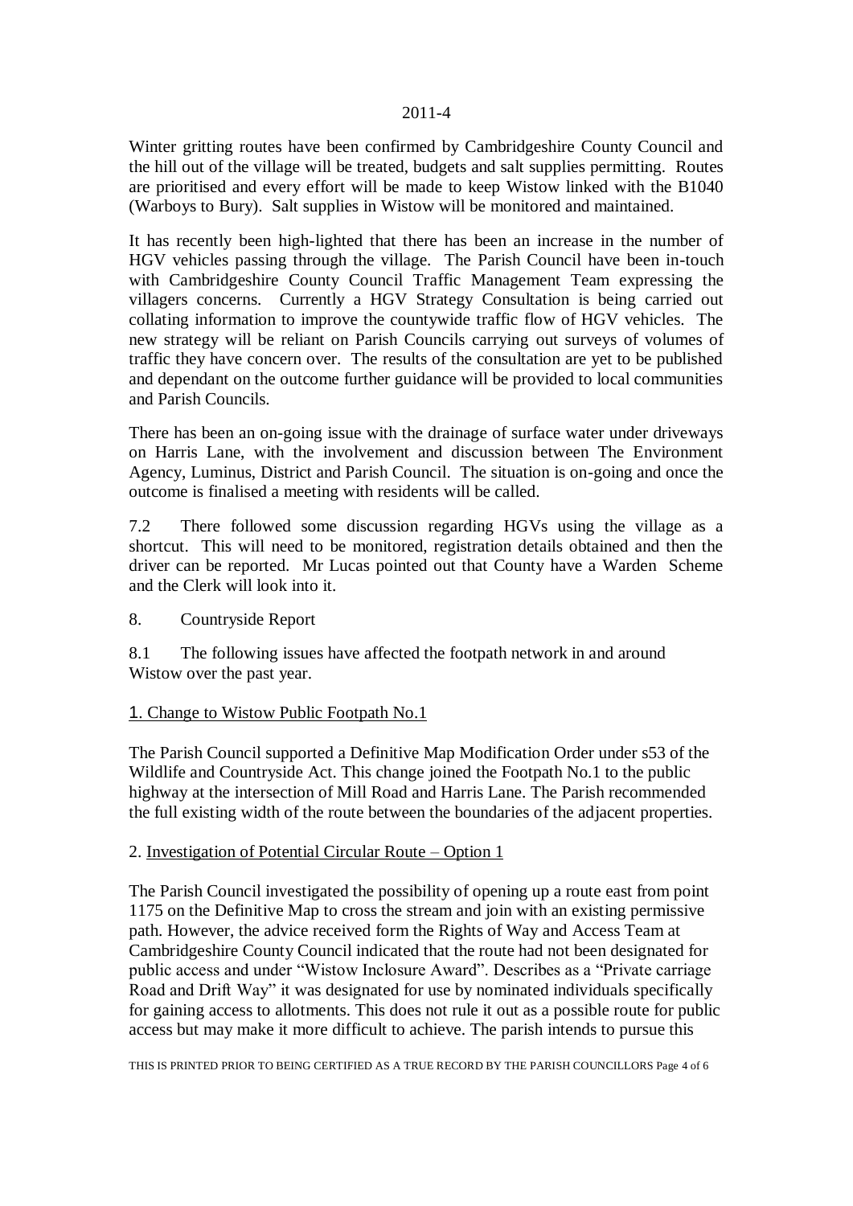Winter gritting routes have been confirmed by Cambridgeshire County Council and the hill out of the village will be treated, budgets and salt supplies permitting. Routes are prioritised and every effort will be made to keep Wistow linked with the B1040 (Warboys to Bury). Salt supplies in Wistow will be monitored and maintained.

It has recently been high-lighted that there has been an increase in the number of HGV vehicles passing through the village. The Parish Council have been in-touch with Cambridgeshire County Council Traffic Management Team expressing the villagers concerns. Currently a HGV Strategy Consultation is being carried out collating information to improve the countywide traffic flow of HGV vehicles. The new strategy will be reliant on Parish Councils carrying out surveys of volumes of traffic they have concern over. The results of the consultation are yet to be published and dependant on the outcome further guidance will be provided to local communities and Parish Councils.

There has been an on-going issue with the drainage of surface water under driveways on Harris Lane, with the involvement and discussion between The Environment Agency, Luminus, District and Parish Council. The situation is on-going and once the outcome is finalised a meeting with residents will be called.

7.2 There followed some discussion regarding HGVs using the village as a shortcut. This will need to be monitored, registration details obtained and then the driver can be reported. Mr Lucas pointed out that County have a Warden Scheme and the Clerk will look into it.

8. Countryside Report

8.1 The following issues have affected the footpath network in and around Wistow over the past year.

1. <u>Change to Wistow Public Footpath No.1</u>

The Parish Council supported a Definitive Map Modification Order under s53 of the Wildlife and Countryside Act. This change joined the Footpath No.1 to the public highway at the intersection of Mill Road and Harris Lane. The Parish recommended the full existing width of the route between the boundaries of the adjacent properties.

2. <u>Investigation of Potential Circular Route – Option 1</u>

The Parish Council investigated the possibility of opening up a route east from point 1175 on the Definitive Map to cross the stream and join with an existing permissive path. However, the advice received form the Rights of Way and Access Team at Cambridgeshire County Council indicated that the route had not been designated for public access and under "Wistow Inclosure Award". Describes as a "Private carriage Road and Drift Way" it was designated for use by nominated individuals specifically for gaining access to allotments. This does not rule it out as a possible route for public access but may make it more difficult to achieve. The parish intends to pursue this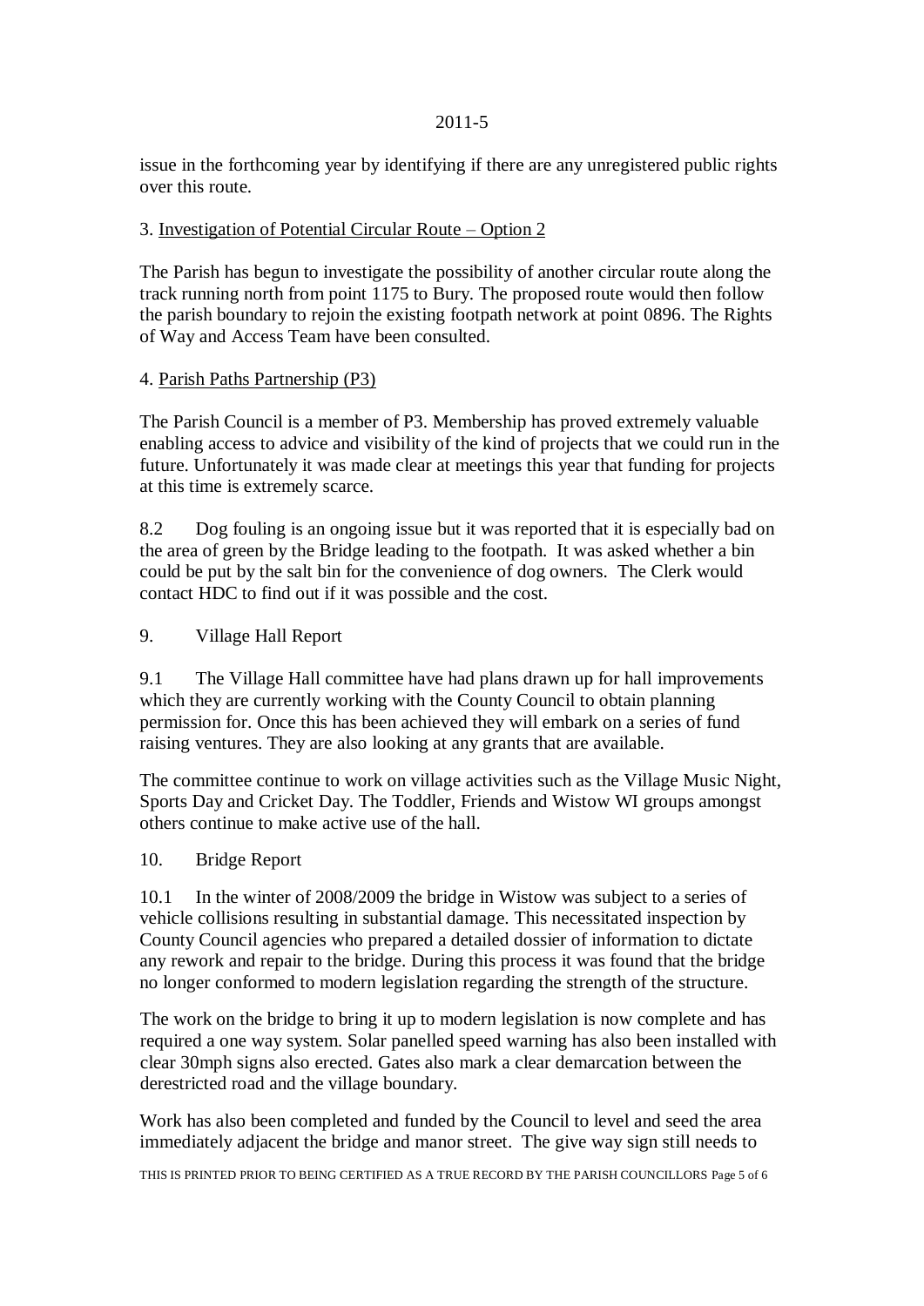issue in the forthcoming year by identifying if there are any unregistered public rights over this route.

3. Investigation of Potential Circular Route – Option 2

The Parish has begun to investigate the possibility of another circular route along the track running north from point 1175 to Bury. The proposed route would then follow the parish boundary to rejoin the existing footpath network at point 0896. The Rights of Way and Access Team have been consulted.

4. Parish Paths Partnership (P3)

The Parish Council is a member of P3. Membership has proved extremely valuable enabling access to advice and visibility of the kind of projects that we could run in the future. Unfortunately it was made clear at meetings this year that funding for projects at this time is extremely scarce.

8.2 Dog fouling is an ongoing issue but it was reported that it is especially bad on the area of green by the Bridge leading to the footpath. It was asked whether a bin could be put by the salt bin for the convenience of dog owners. The Clerk would contact HDC to find out if it was possible and the cost.

9. Village Hall Report

9.1 The Village Hall committee have had plans drawn up for hall improvements which they are currently working with the County Council to obtain planning permission for. Once this has been achieved they will embark on a series of fund raising ventures. They are also looking at any grants that are available.

The committee continue to work on village activities such as the Village Music Night, Sports Day and Cricket Day. The Toddler, Friends and Wistow WI groups amongst others continue to make active use of the hall.

10. Bridge Report

10.1 In the winter of 2008/2009 the bridge in Wistow was subject to a series of vehicle collisions resulting in substantial damage. This necessitated inspection by County Council agencies who prepared a detailed dossier of information to dictate any rework and repair to the bridge. During this process it was found that the bridge no longer conformed to modern legislation regarding the strength of the structure.

The work on the bridge to bring it up to modern legislation is now complete and has required a one way system. Solar panelled speed warning has also been installed with clear 30mph signs also erected. Gates also mark a clear demarcation between the derestricted road and the village boundary.

Work has also been completed and funded by the Council to level and seed the area immediately adjacent the bridge and manor street. The give way sign still needs to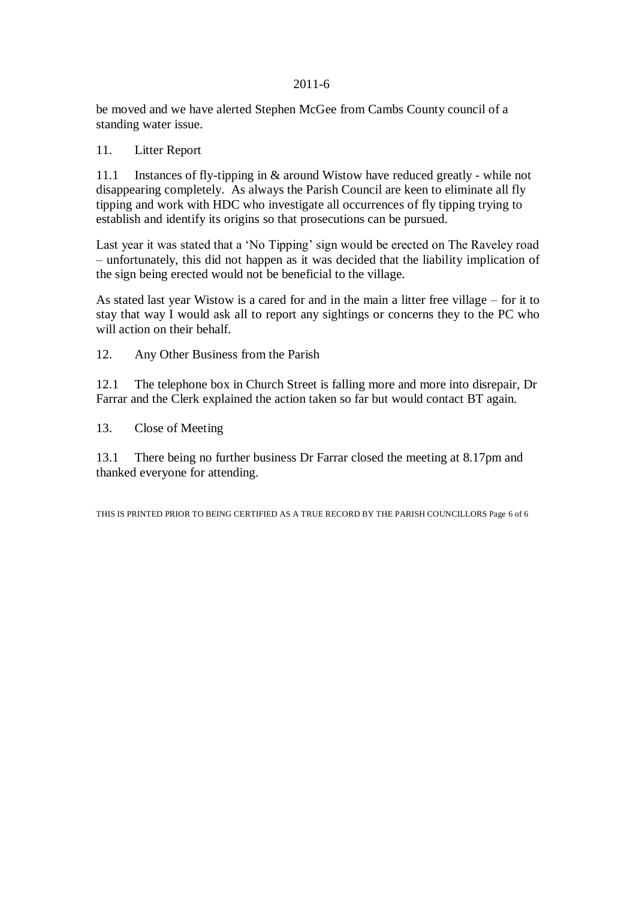be moved and we have alerted Stephen McGee from Cambs County council of a standing water issue.

11. Litter Report

11.1 Instances of fly-tipping in & around Wistow have reduced greatly - while not disappearing completely. As always the Parish Council are keen to eliminate all fly tipping and work with HDC who investigate all occurrences of fly tipping trying to establish and identify its origins so that prosecutions can be pursued.

Last year it was stated that a 'No Tipping' sign would be erected on The Raveley road – unfortunately, this did not happen as it was decided that the liability implication of the sign being erected would not be beneficial to the village.

As stated last year Wistow is a cared for and in the main a litter free village – for it to stay that way I would ask all to report any sightings or concerns they to the PC who will action on their behalf.

12. Any Other Business from the Parish

12.1 The telephone box in Church Street is falling more and more into disrepair, Dr Farrar and the Clerk explained the action taken so far but would contact BT again.

13. Close of Meeting

13.1 There being no further business Dr Farrar closed the meeting at 8.17pm and thanked everyone for attending.

THIS IS PRINTED PRIOR TO BEING CERTIFIED AS A TRUE RECORD BY THE PARISH COUNCILLORS